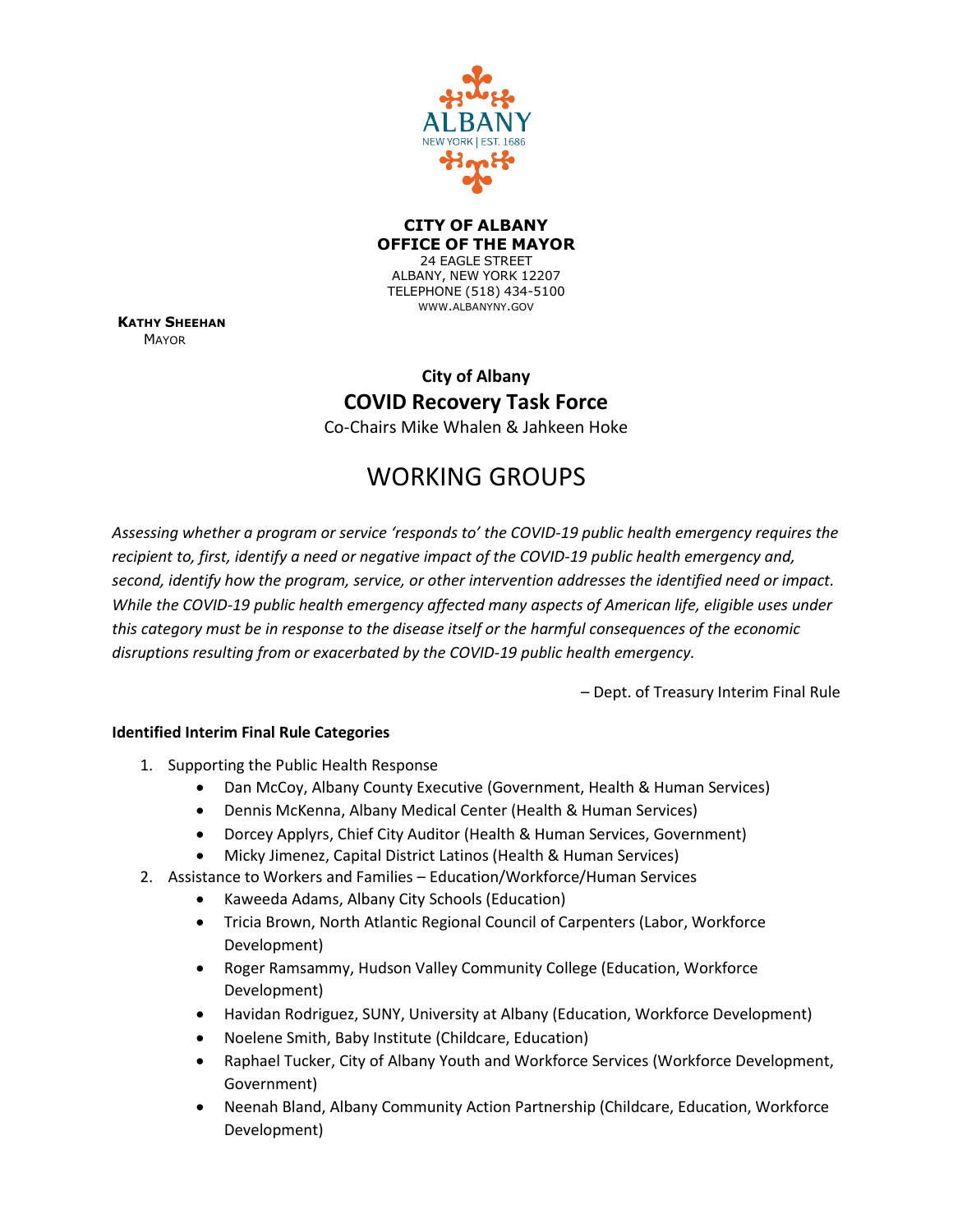ALBANY
NEW YORK | EST. 1686

**CITY OF ALBANY**
**OFFICE OF THE MAYOR**
24 EAGLE STREET
ALBANY, NEW YORK 12207
TELEPHONE (518) 434-5100
WWW.ALBANYNY.GOV

**KATHY SHEEHAN**
MAYOR

**City of Albany**

# COVID Recovery Task Force

Co-Chairs Mike Whalen & Jahkeen Hoke

## WORKING GROUPS

*Assessing whether a program or service 'responds to' the COVID-19 public health emergency requires the recipient to, first, identify a need or negative impact of the COVID-19 public health emergency and, second, identify how the program, service, or other intervention addresses the identified need or impact. While the COVID-19 public health emergency affected many aspects of American life, eligible uses under this category must be in response to the disease itself or the harmful consequences of the economic disruptions resulting from or exacerbated by the COVID-19 public health emergency.*

– Dept. of Treasury Interim Final Rule

**Identified Interim Final Rule Categories**

1. Supporting the Public Health Response
   - Dan McCoy, Albany County Executive (Government, Health & Human Services)
   - Dennis McKenna, Albany Medical Center (Health & Human Services)
   - Dorcey Applyrs, Chief City Auditor (Health & Human Services, Government)
   - Micky Jimenez, Capital District Latinos (Health & Human Services)
2. Assistance to Workers and Families – Education/Workforce/Human Services
   - Kaweeda Adams, Albany City Schools (Education)
   - Tricia Brown, North Atlantic Regional Council of Carpenters (Labor, Workforce Development)
   - Roger Ramsammy, Hudson Valley Community College (Education, Workforce Development)
   - Havidan Rodriguez, SUNY, University at Albany (Education, Workforce Development)
   - Noelene Smith, Baby Institute (Childcare, Education)
   - Raphael Tucker, City of Albany Youth and Workforce Services (Workforce Development, Government)
   - Neenah Bland, Albany Community Action Partnership (Childcare, Education, Workforce Development)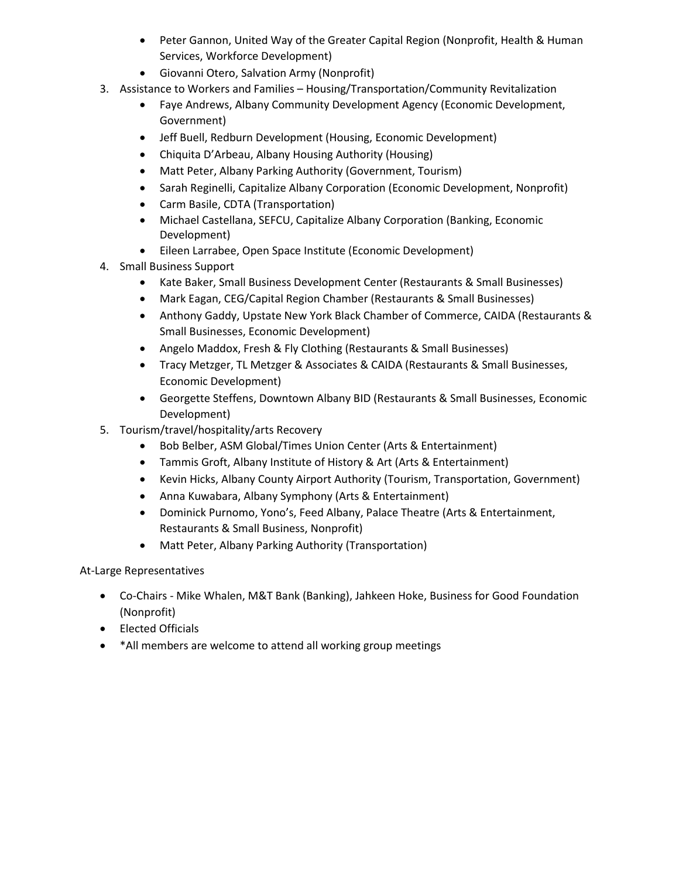- Peter Gannon, United Way of the Greater Capital Region (Nonprofit, Health & Human Services, Workforce Development)
- Giovanni Otero, Salvation Army (Nonprofit)

3. Assistance to Workers and Families – Housing/Transportation/Community Revitalization
   - Faye Andrews, Albany Community Development Agency (Economic Development, Government)
   - Jeff Buell, Redburn Development (Housing, Economic Development)
   - Chiquita D'Arbeau, Albany Housing Authority (Housing)
   - Matt Peter, Albany Parking Authority (Government, Tourism)
   - Sarah Reginelli, Capitalize Albany Corporation (Economic Development, Nonprofit)
   - Carm Basile, CDTA (Transportation)
   - Michael Castellana, SEFCU, Capitalize Albany Corporation (Banking, Economic Development)
   - Eileen Larrabee, Open Space Institute (Economic Development)
4. Small Business Support
   - Kate Baker, Small Business Development Center (Restaurants & Small Businesses)
   - Mark Eagan, CEG/Capital Region Chamber (Restaurants & Small Businesses)
   - Anthony Gaddy, Upstate New York Black Chamber of Commerce, CAIDA (Restaurants & Small Businesses, Economic Development)
   - Angelo Maddox, Fresh & Fly Clothing (Restaurants & Small Businesses)
   - Tracy Metzger, TL Metzger & Associates & CAIDA (Restaurants & Small Businesses, Economic Development)
   - Georgette Steffens, Downtown Albany BID (Restaurants & Small Businesses, Economic Development)
5. Tourism/travel/hospitality/arts Recovery
   - Bob Belber, ASM Global/Times Union Center (Arts & Entertainment)
   - Tammis Groft, Albany Institute of History & Art (Arts & Entertainment)
   - Kevin Hicks, Albany County Airport Authority (Tourism, Transportation, Government)
   - Anna Kuwabara, Albany Symphony (Arts & Entertainment)
   - Dominick Purnomo, Yono's, Feed Albany, Palace Theatre (Arts & Entertainment, Restaurants & Small Business, Nonprofit)
   - Matt Peter, Albany Parking Authority (Transportation)

At-Large Representatives

- Co-Chairs - Mike Whalen, M&T Bank (Banking), Jahkeen Hoke, Business for Good Foundation (Nonprofit)
- Elected Officials
- *All members are welcome to attend all working group meetings